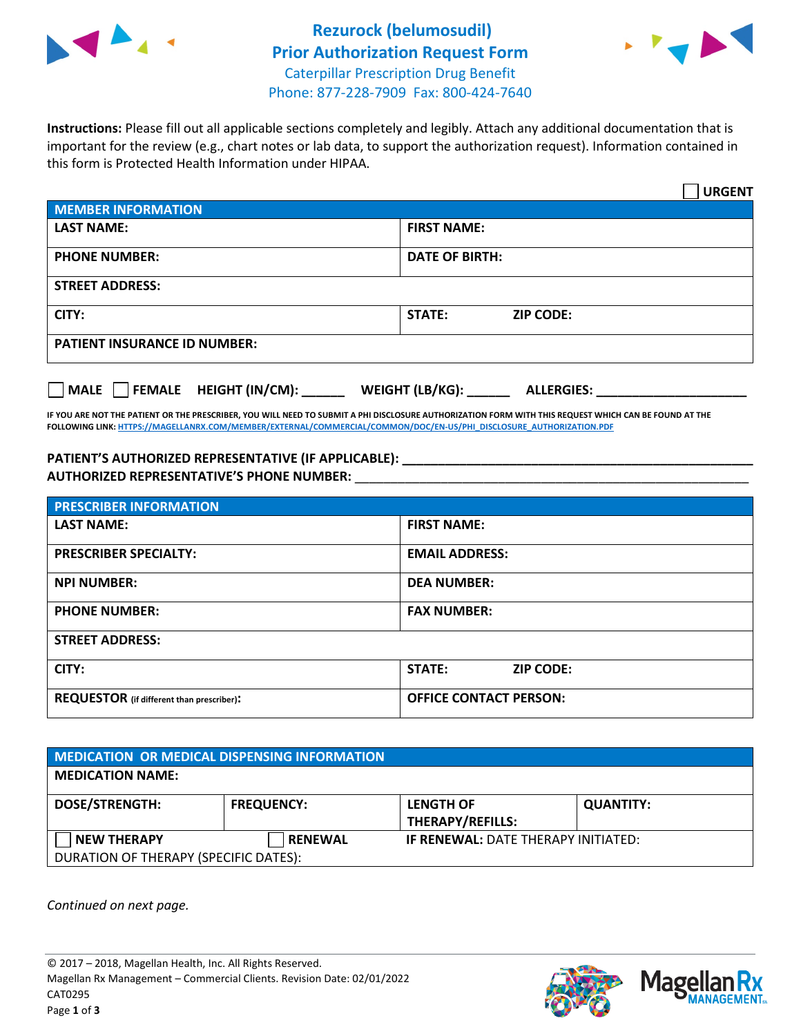# Rezurock (belumosudil)
## Prior Authorization Request Form

Caterpillar Prescription Drug Benefit
Phone: 877-228-7909 Fax: 800-424-7640

**Instructions:** Please fill out all applicable sections completely and legibly. Attach any additional documentation that is important for the review (e.g., chart notes or lab data, to support the authorization request). Information contained in this form is Protected Health Information under HIPAA.

☐ **URGENT**

| MEMBER INFORMATION | |
|---|---|
| **LAST NAME:** | **FIRST NAME:** |
| **PHONE NUMBER:** | **DATE OF BIRTH:** |
| **STREET ADDRESS:** | |
| **CITY:** | **STATE:** **ZIP CODE:** |
| **PATIENT INSURANCE ID NUMBER:** | |

☐ **MALE** ☐ **FEMALE** **HEIGHT (IN/CM):** ______ **WEIGHT (LB/KG):** ______ **ALLERGIES:** ____________________

**IF YOU ARE NOT THE PATIENT OR THE PRESCRIBER, YOU WILL NEED TO SUBMIT A PHI DISCLOSURE AUTHORIZATION FORM WITH THIS REQUEST WHICH CAN BE FOUND AT THE FOLLOWING LINK: HTTPS://MAGELLANRX.COM/MEMBER/EXTERNAL/COMMERCIAL/COMMON/DOC/EN-US/PHI_DISCLOSURE_AUTHORIZATION.PDF**

**PATIENT'S AUTHORIZED REPRESENTATIVE (IF APPLICABLE):** ____________________________________________

**AUTHORIZED REPRESENTATIVE'S PHONE NUMBER:** ____________________________________________

| PRESCRIBER INFORMATION | |
|---|---|
| **LAST NAME:** | **FIRST NAME:** |
| **PRESCRIBER SPECIALTY:** | **EMAIL ADDRESS:** |
| **NPI NUMBER:** | **DEA NUMBER:** |
| **PHONE NUMBER:** | **FAX NUMBER:** |
| **STREET ADDRESS:** | |
| **CITY:** | **STATE:** **ZIP CODE:** |
| **REQUESTOR** (if different than prescriber)**:** | **OFFICE CONTACT PERSON:** |

| MEDICATION OR MEDICAL DISPENSING INFORMATION | | | |
|---|---|---|---|
| **MEDICATION NAME:** | | | |
| **DOSE/STRENGTH:** | **FREQUENCY:** | **LENGTH OF THERAPY/REFILLS:** | **QUANTITY:** |
| ☐ **NEW THERAPY** | ☐ **RENEWAL** | **IF RENEWAL:** DATE THERAPY INITIATED: | |
| DURATION OF THERAPY (SPECIFIC DATES): | | | |

*Continued on next page.*

© 2017 – 2018, Magellan Health, Inc. All Rights Reserved.
Magellan Rx Management – Commercial Clients. Revision Date: 02/01/2022
CAT0295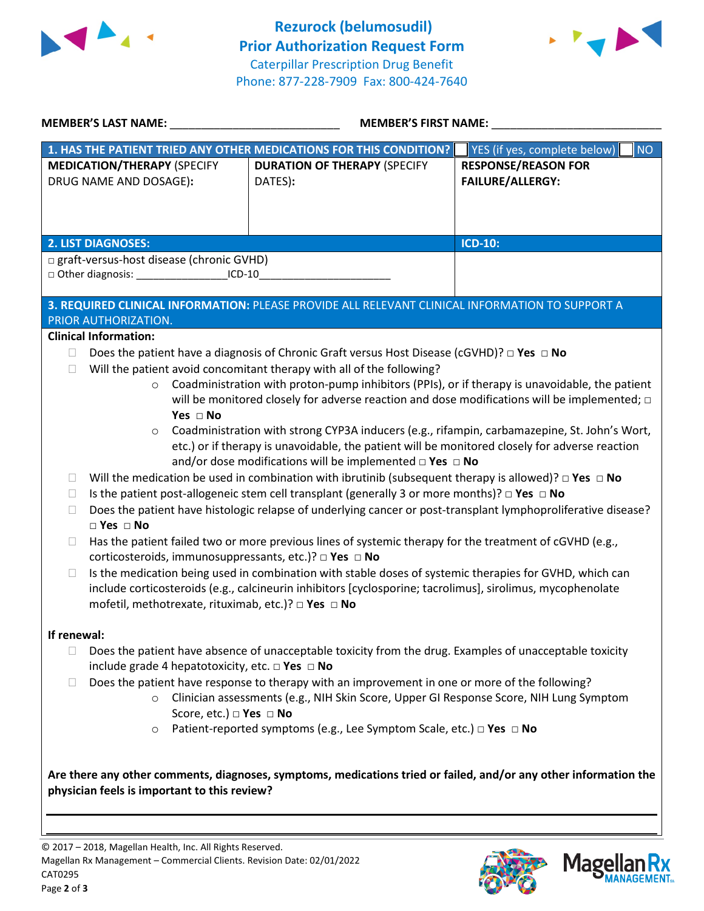# Rezurock (belumosudil)
## Prior Authorization Request Form
Caterpillar Prescription Drug Benefit
Phone: 877-228-7909 Fax: 800-424-7640

**MEMBER'S LAST NAME:** ___________________________ **MEMBER'S FIRST NAME:** ___________________________

| **1. HAS THE PATIENT TRIED ANY OTHER MEDICATIONS FOR THIS CONDITION?** | | ☐ YES (if yes, complete below) ☐ NO |
|---|---|---|
| **MEDICATION/THERAPY** (SPECIFY DRUG NAME AND DOSAGE): | **DURATION OF THERAPY** (SPECIFY DATES): | **RESPONSE/REASON FOR FAILURE/ALLERGY:** |
| | | |

| **2. LIST DIAGNOSES:** | **ICD-10:** |
|---|---|
| □ graft-versus-host disease (chronic GVHD)<br>□ Other diagnosis: _______________ICD-10______________________ | |

**3. REQUIRED CLINICAL INFORMATION:** PLEASE PROVIDE ALL RELEVANT CLINICAL INFORMATION TO SUPPORT A PRIOR AUTHORIZATION.

**Clinical Information:**

- ☐ Does the patient have a diagnosis of Chronic Graft versus Host Disease (cGVHD)? □ **Yes** □ **No**
- ☐ Will the patient avoid concomitant therapy with all of the following?
  - Coadministration with proton-pump inhibitors (PPIs), or if therapy is unavoidable, the patient will be monitored closely for adverse reaction and dose modifications will be implemented; □ **Yes** □ **No**
  - Coadministration with strong CYP3A inducers (e.g., rifampin, carbamazepine, St. John's Wort, etc.) or if therapy is unavoidable, the patient will be monitored closely for adverse reaction and/or dose modifications will be implemented □ **Yes** □ **No**
- ☐ Will the medication be used in combination with ibrutinib (subsequent therapy is allowed)? □ **Yes** □ **No**
- ☐ Is the patient post-allogeneic stem cell transplant (generally 3 or more months)? □ **Yes** □ **No**
- ☐ Does the patient have histologic relapse of underlying cancer or post-transplant lymphoproliferative disease? □ **Yes** □ **No**
- ☐ Has the patient failed two or more previous lines of systemic therapy for the treatment of cGVHD (e.g., corticosteroids, immunosuppressants, etc.)? □ **Yes** □ **No**
- ☐ Is the medication being used in combination with stable doses of systemic therapies for GVHD, which can include corticosteroids (e.g., calcineurin inhibitors [cyclosporine; tacrolimus], sirolimus, mycophenolate mofetil, methotrexate, rituximab, etc.)? □ **Yes** □ **No**

**If renewal:**

- ☐ Does the patient have absence of unacceptable toxicity from the drug. Examples of unacceptable toxicity include grade 4 hepatotoxicity, etc. □ **Yes** □ **No**
- ☐ Does the patient have response to therapy with an improvement in one or more of the following?
  - Clinician assessments (e.g., NIH Skin Score, Upper GI Response Score, NIH Lung Symptom Score, etc.) □ **Yes** □ **No**
  - Patient-reported symptoms (e.g., Lee Symptom Scale, etc.) □ **Yes** □ **No**

**Are there any other comments, diagnoses, symptoms, medications tried or failed, and/or any other information the physician feels is important to this review?**

_______________________________________________________________________________

_______________________________________________________________________________

© 2017 – 2018, Magellan Health, Inc. All Rights Reserved.
Magellan Rx Management – Commercial Clients. Revision Date: 02/01/2022
CAT0295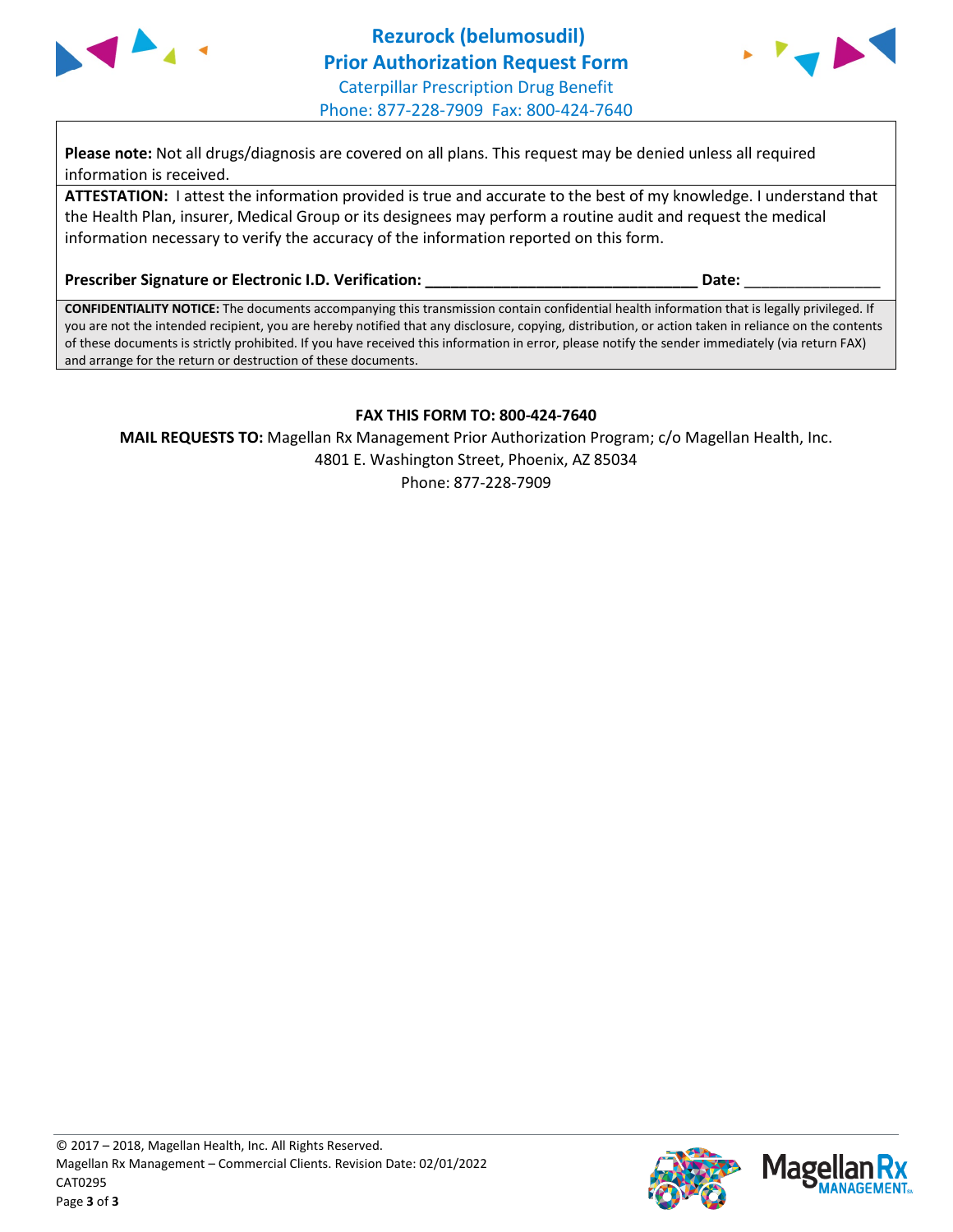**Please note:** Not all drugs/diagnosis are covered on all plans. This request may be denied unless all required information is received.

**ATTESTATION:** I attest the information provided is true and accurate to the best of my knowledge. I understand that the Health Plan, insurer, Medical Group or its designees may perform a routine audit and request the medical information necessary to verify the accuracy of the information reported on this form.

**Prescriber Signature or Electronic I.D. Verification: ________________________________ Date:** ________________

**CONFIDENTIALITY NOTICE:** The documents accompanying this transmission contain confidential health information that is legally privileged. If you are not the intended recipient, you are hereby notified that any disclosure, copying, distribution, or action taken in reliance on the contents of these documents is strictly prohibited. If you have received this information in error, please notify the sender immediately (via return FAX) and arrange for the return or destruction of these documents.

**FAX THIS FORM TO: 800-424-7640**

**MAIL REQUESTS TO:** Magellan Rx Management Prior Authorization Program; c/o Magellan Health, Inc.
4801 E. Washington Street, Phoenix, AZ 85034
Phone: 877-228-7909